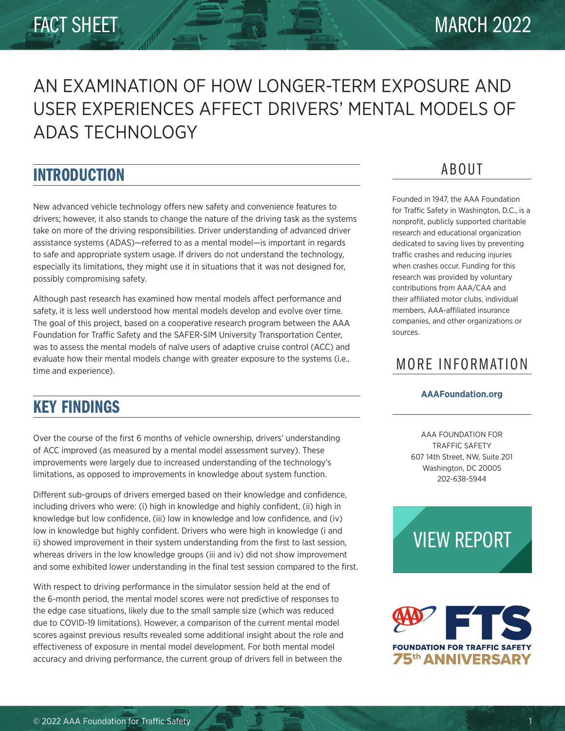FACT SHEET

MARCH 2022

# AN EXAMINATION OF HOW LONGER-TERM EXPOSURE AND USER EXPERIENCES AFFECT DRIVERS' MENTAL MODELS OF ADAS TECHNOLOGY

## INTRODUCTION

New advanced vehicle technology offers new safety and convenience features to drivers; however, it also stands to change the nature of the driving task as the systems take on more of the driving responsibilities. Driver understanding of advanced driver assistance systems (ADAS)—referred to as a mental model—is important in regards to safe and appropriate system usage. If drivers do not understand the technology, especially its limitations, they might use it in situations that it was not designed for, possibly compromising safety.

Although past research has examined how mental models affect performance and safety, it is less well understood how mental models develop and evolve over time. The goal of this project, based on a cooperative research program between the AAA Foundation for Traffic Safety and the SAFER-SIM University Transportation Center, was to assess the mental models of naïve users of adaptive cruise control (ACC) and evaluate how their mental models change with greater exposure to the systems (i.e., time and experience).

## KEY FINDINGS

Over the course of the first 6 months of vehicle ownership, drivers' understanding of ACC improved (as measured by a mental model assessment survey). These improvements were largely due to increased understanding of the technology's limitations, as opposed to improvements in knowledge about system function.

Different sub-groups of drivers emerged based on their knowledge and confidence, including drivers who were: (i) high in knowledge and highly confident, (ii) high in knowledge but low confidence, (iii) low in knowledge and low confidence, and (iv) low in knowledge but highly confident. Drivers who were high in knowledge (i and ii) showed improvement in their system understanding from the first to last session, whereas drivers in the low knowledge groups (iii and iv) did not show improvement and some exhibited lower understanding in the final test session compared to the first.

With respect to driving performance in the simulator session held at the end of the 6-month period, the mental model scores were not predictive of responses to the edge case situations, likely due to the small sample size (which was reduced due to COVID-19 limitations). However, a comparison of the current mental model scores against previous results revealed some additional insight about the role and effectiveness of exposure in mental model development. For both mental model accuracy and driving performance, the current group of drivers fell in between the

## ABOUT

Founded in 1947, the AAA Foundation for Traffic Safety in Washington, D.C., is a nonprofit, publicly supported charitable research and educational organization dedicated to saving lives by preventing traffic crashes and reducing injuries when crashes occur. Funding for this research was provided by voluntary contributions from AAA/CAA and their affiliated motor clubs, individual members, AAA-affiliated insurance companies, and other organizations or sources.

## MORE INFORMATION

**AAAFoundation.org**

AAA FOUNDATION FOR TRAFFIC SAFETY
607 14th Street, NW, Suite 201
Washington, DC 20005
202-638-5944

VIEW REPORT

FOUNDATION FOR TRAFFIC SAFETY 75th ANNIVERSARY

© 2022 AAA Foundation for Traffic Safety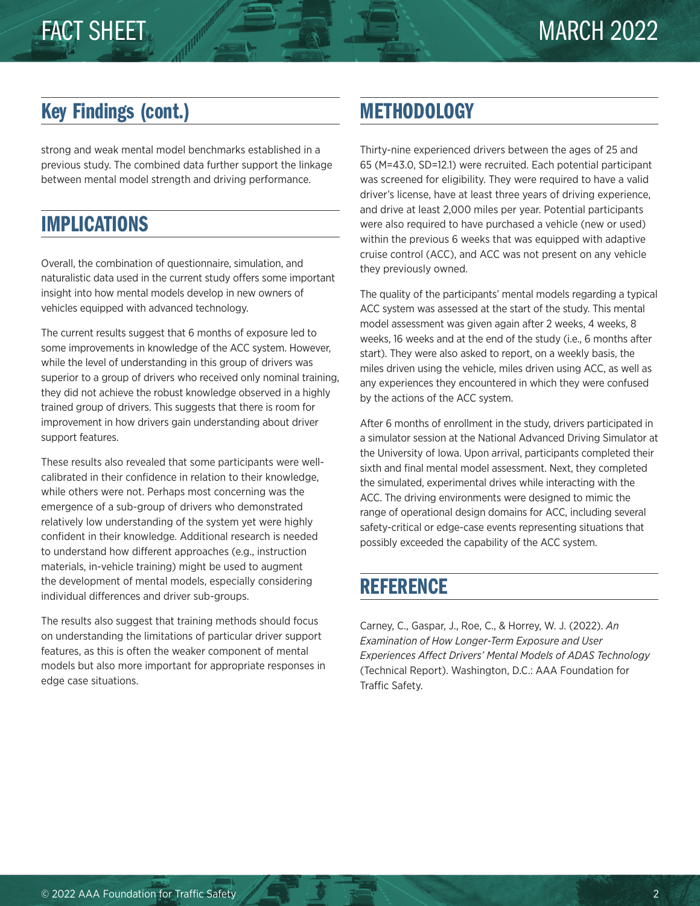## Key Findings (cont.)

strong and weak mental model benchmarks established in a previous study. The combined data further support the linkage between mental model strength and driving performance.

## IMPLICATIONS

Overall, the combination of questionnaire, simulation, and naturalistic data used in the current study offers some important insight into how mental models develop in new owners of vehicles equipped with advanced technology.

The current results suggest that 6 months of exposure led to some improvements in knowledge of the ACC system. However, while the level of understanding in this group of drivers was superior to a group of drivers who received only nominal training, they did not achieve the robust knowledge observed in a highly trained group of drivers. This suggests that there is room for improvement in how drivers gain understanding about driver support features.

These results also revealed that some participants were well-calibrated in their confidence in relation to their knowledge, while others were not. Perhaps most concerning was the emergence of a sub-group of drivers who demonstrated relatively low understanding of the system yet were highly confident in their knowledge. Additional research is needed to understand how different approaches (e.g., instruction materials, in-vehicle training) might be used to augment the development of mental models, especially considering individual differences and driver sub-groups.

The results also suggest that training methods should focus on understanding the limitations of particular driver support features, as this is often the weaker component of mental models but also more important for appropriate responses in edge case situations.

## METHODOLOGY

Thirty-nine experienced drivers between the ages of 25 and 65 (M=43.0, SD=12.1) were recruited. Each potential participant was screened for eligibility. They were required to have a valid driver's license, have at least three years of driving experience, and drive at least 2,000 miles per year. Potential participants were also required to have purchased a vehicle (new or used) within the previous 6 weeks that was equipped with adaptive cruise control (ACC), and ACC was not present on any vehicle they previously owned.

The quality of the participants' mental models regarding a typical ACC system was assessed at the start of the study. This mental model assessment was given again after 2 weeks, 4 weeks, 8 weeks, 16 weeks and at the end of the study (i.e., 6 months after start). They were also asked to report, on a weekly basis, the miles driven using the vehicle, miles driven using ACC, as well as any experiences they encountered in which they were confused by the actions of the ACC system.

After 6 months of enrollment in the study, drivers participated in a simulator session at the National Advanced Driving Simulator at the University of Iowa. Upon arrival, participants completed their sixth and final mental model assessment. Next, they completed the simulated, experimental drives while interacting with the ACC. The driving environments were designed to mimic the range of operational design domains for ACC, including several safety-critical or edge-case events representing situations that possibly exceeded the capability of the ACC system.

## REFERENCE

Carney, C., Gaspar, J., Roe, C., & Horrey, W. J. (2022). *An Examination of How Longer-Term Exposure and User Experiences Affect Drivers' Mental Models of ADAS Technology* (Technical Report). Washington, D.C.: AAA Foundation for Traffic Safety.